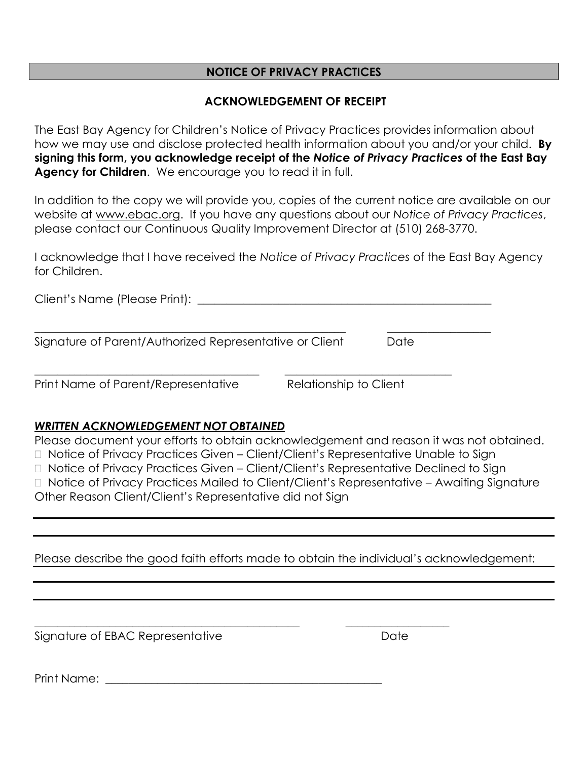## NOTICE OF PRIVACY PRACTICES

### ACKNOWLEDGEMENT OF RECEIPT

The East Bay Agency for Children's Notice of Privacy Practices provides information about how we may use and disclose protected health information about you and/or your child. **By signing this form, you acknowledge receipt of the *Notice of Privacy Practices* of the East Bay Agency for Children**. We encourage you to read it in full.

In addition to the copy we will provide you, copies of the current notice are available on our website at www.ebac.org. If you have any questions about our *Notice of Privacy Practices*, please contact our Continuous Quality Improvement Director at (510) 268-3770.

I acknowledge that I have received the *Notice of Privacy Practices* of the East Bay Agency for Children.

Client's Name (Please Print): ___________________________________________________

_______________________________________________________ __________________

Signature of Parent/Authorized Representative or Client Date

_______________________________________ _____________________________

Print Name of Parent/Representative Relationship to Client

***WRITTEN ACKNOWLEDGEMENT NOT OBTAINED***

Please document your efforts to obtain acknowledgement and reason it was not obtained.

- ☐ Notice of Privacy Practices Given – Client/Client's Representative Unable to Sign
- ☐ Notice of Privacy Practices Given – Client/Client's Representative Declined to Sign
- ☐ Notice of Privacy Practices Mailed to Client/Client's Representative – Awaiting Signature

Other Reason Client/Client's Representative did not Sign

_____________________________________________________________________________

_____________________________________________________________________________

Please describe the good faith efforts made to obtain the individual's acknowledgement:

_____________________________________________________________________________

_____________________________________________________________________________

______________________________________________ __________________

Signature of EBAC Representative Date

Print Name: _________________________________________________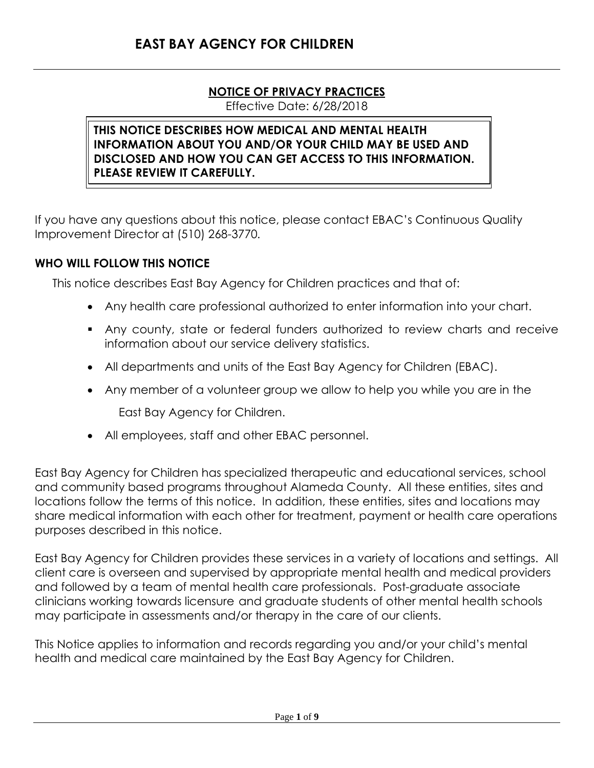# EAST BAY AGENCY FOR CHILDREN

## NOTICE OF PRIVACY PRACTICES

Effective Date: 6/28/2018

**THIS NOTICE DESCRIBES HOW MEDICAL AND MENTAL HEALTH INFORMATION ABOUT YOU AND/OR YOUR CHILD MAY BE USED AND DISCLOSED AND HOW YOU CAN GET ACCESS TO THIS INFORMATION. PLEASE REVIEW IT CAREFULLY.**

If you have any questions about this notice, please contact EBAC's Continuous Quality Improvement Director at (510) 268-3770.

### WHO WILL FOLLOW THIS NOTICE

This notice describes East Bay Agency for Children practices and that of:

- Any health care professional authorized to enter information into your chart.
- Any county, state or federal funders authorized to review charts and receive information about our service delivery statistics.
- All departments and units of the East Bay Agency for Children (EBAC).
- Any member of a volunteer group we allow to help you while you are in the East Bay Agency for Children.
- All employees, staff and other EBAC personnel.

East Bay Agency for Children has specialized therapeutic and educational services, school and community based programs throughout Alameda County. All these entities, sites and locations follow the terms of this notice. In addition, these entities, sites and locations may share medical information with each other for treatment, payment or health care operations purposes described in this notice.

East Bay Agency for Children provides these services in a variety of locations and settings. All client care is overseen and supervised by appropriate mental health and medical providers and followed by a team of mental health care professionals. Post-graduate associate clinicians working towards licensure and graduate students of other mental health schools may participate in assessments and/or therapy in the care of our clients.

This Notice applies to information and records regarding you and/or your child's mental health and medical care maintained by the East Bay Agency for Children.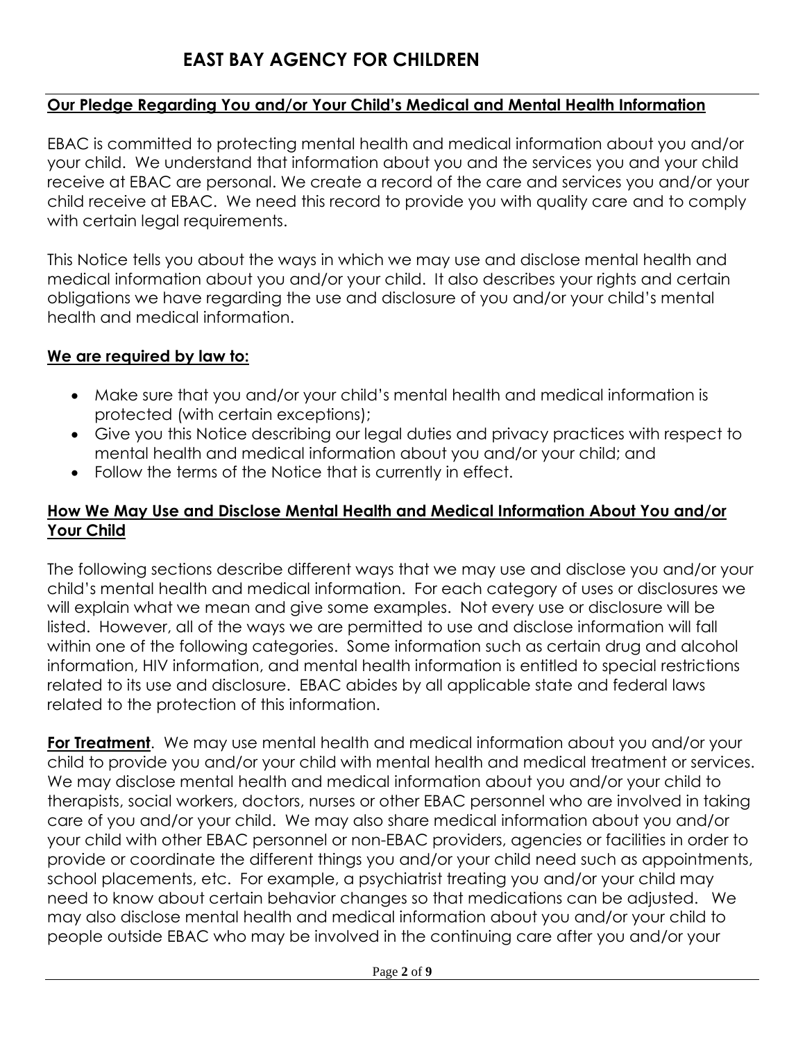# EAST BAY AGENCY FOR CHILDREN

**Our Pledge Regarding You and/or Your Child's Medical and Mental Health Information**

EBAC is committed to protecting mental health and medical information about you and/or your child. We understand that information about you and the services you and your child receive at EBAC are personal. We create a record of the care and services you and/or your child receive at EBAC. We need this record to provide you with quality care and to comply with certain legal requirements.

This Notice tells you about the ways in which we may use and disclose mental health and medical information about you and/or your child. It also describes your rights and certain obligations we have regarding the use and disclosure of you and/or your child's mental health and medical information.

**We are required by law to:**

- Make sure that you and/or your child's mental health and medical information is protected (with certain exceptions);
- Give you this Notice describing our legal duties and privacy practices with respect to mental health and medical information about you and/or your child; and
- Follow the terms of the Notice that is currently in effect.

**How We May Use and Disclose Mental Health and Medical Information About You and/or Your Child**

The following sections describe different ways that we may use and disclose you and/or your child's mental health and medical information. For each category of uses or disclosures we will explain what we mean and give some examples. Not every use or disclosure will be listed. However, all of the ways we are permitted to use and disclose information will fall within one of the following categories. Some information such as certain drug and alcohol information, HIV information, and mental health information is entitled to special restrictions related to its use and disclosure. EBAC abides by all applicable state and federal laws related to the protection of this information.

**For Treatment**. We may use mental health and medical information about you and/or your child to provide you and/or your child with mental health and medical treatment or services. We may disclose mental health and medical information about you and/or your child to therapists, social workers, doctors, nurses or other EBAC personnel who are involved in taking care of you and/or your child. We may also share medical information about you and/or your child with other EBAC personnel or non-EBAC providers, agencies or facilities in order to provide or coordinate the different things you and/or your child need such as appointments, school placements, etc. For example, a psychiatrist treating you and/or your child may need to know about certain behavior changes so that medications can be adjusted. We may also disclose mental health and medical information about you and/or your child to people outside EBAC who may be involved in the continuing care after you and/or your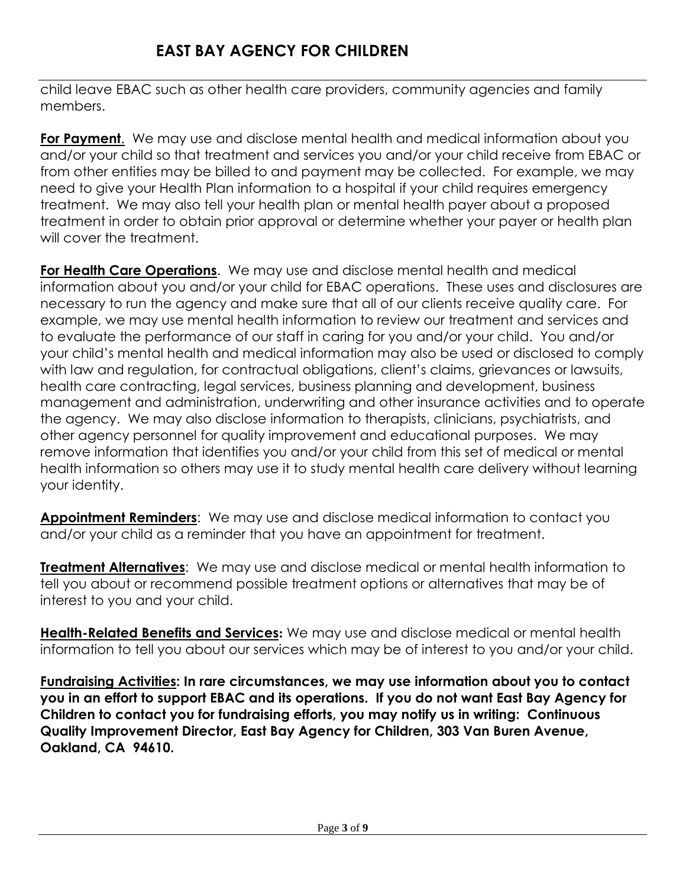child leave EBAC such as other health care providers, community agencies and family members.

**For Payment**. We may use and disclose mental health and medical information about you and/or your child so that treatment and services you and/or your child receive from EBAC or from other entities may be billed to and payment may be collected. For example, we may need to give your Health Plan information to a hospital if your child requires emergency treatment. We may also tell your health plan or mental health payer about a proposed treatment in order to obtain prior approval or determine whether your payer or health plan will cover the treatment.

**For Health Care Operations**. We may use and disclose mental health and medical information about you and/or your child for EBAC operations. These uses and disclosures are necessary to run the agency and make sure that all of our clients receive quality care. For example, we may use mental health information to review our treatment and services and to evaluate the performance of our staff in caring for you and/or your child. You and/or your child's mental health and medical information may also be used or disclosed to comply with law and regulation, for contractual obligations, client's claims, grievances or lawsuits, health care contracting, legal services, business planning and development, business management and administration, underwriting and other insurance activities and to operate the agency. We may also disclose information to therapists, clinicians, psychiatrists, and other agency personnel for quality improvement and educational purposes. We may remove information that identifies you and/or your child from this set of medical or mental health information so others may use it to study mental health care delivery without learning your identity.

**Appointment Reminders**: We may use and disclose medical information to contact you and/or your child as a reminder that you have an appointment for treatment.

**Treatment Alternatives**: We may use and disclose medical or mental health information to tell you about or recommend possible treatment options or alternatives that may be of interest to you and your child.

**Health-Related Benefits and Services:** We may use and disclose medical or mental health information to tell you about our services which may be of interest to you and/or your child.

**Fundraising Activities: In rare circumstances, we may use information about you to contact you in an effort to support EBAC and its operations. If you do not want East Bay Agency for Children to contact you for fundraising efforts, you may notify us in writing: Continuous Quality Improvement Director, East Bay Agency for Children, 303 Van Buren Avenue, Oakland, CA 94610.**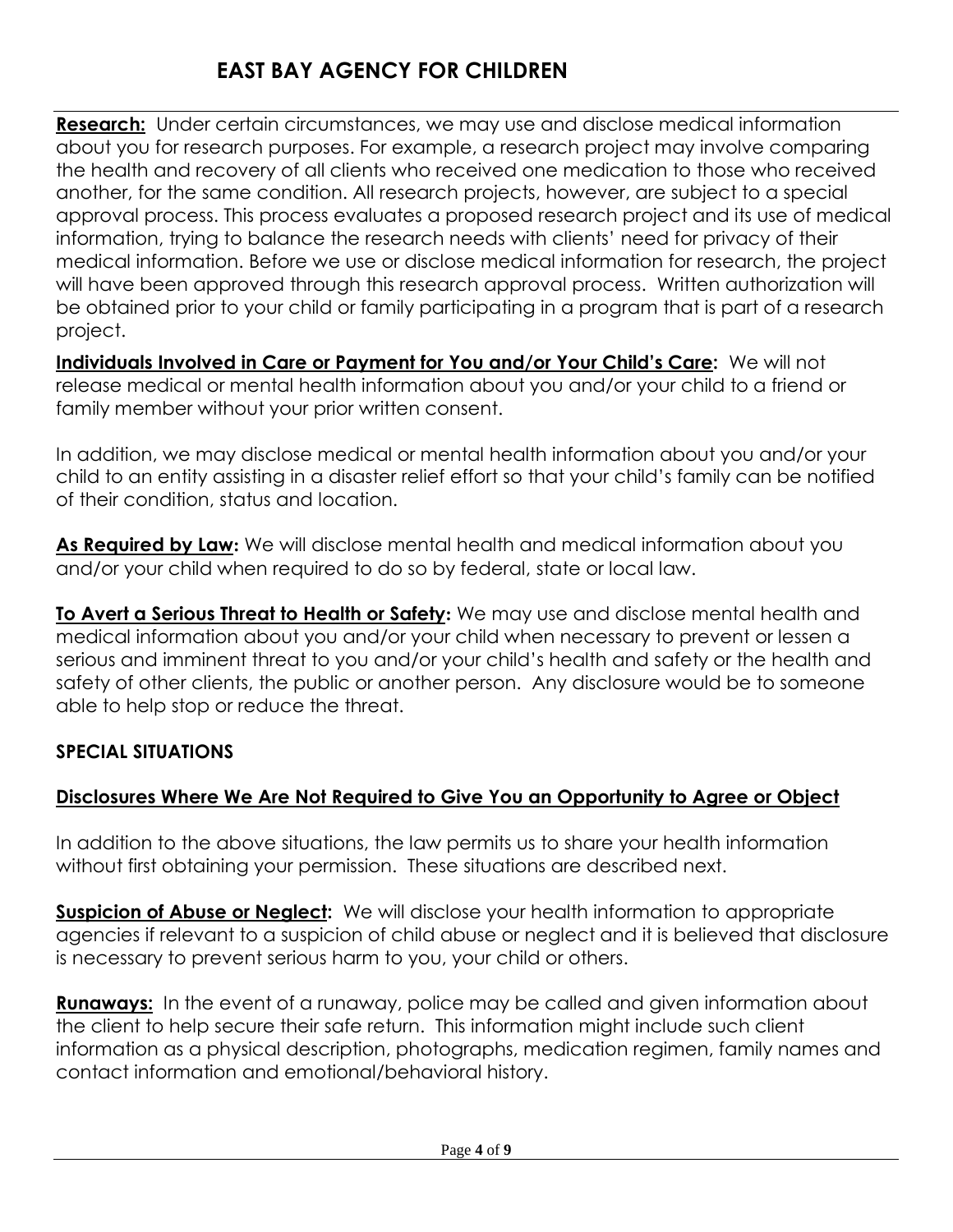**Research:** Under certain circumstances, we may use and disclose medical information about you for research purposes. For example, a research project may involve comparing the health and recovery of all clients who received one medication to those who received another, for the same condition. All research projects, however, are subject to a special approval process. This process evaluates a proposed research project and its use of medical information, trying to balance the research needs with clients' need for privacy of their medical information. Before we use or disclose medical information for research, the project will have been approved through this research approval process. Written authorization will be obtained prior to your child or family participating in a program that is part of a research project.

**Individuals Involved in Care or Payment for You and/or Your Child's Care:** We will not release medical or mental health information about you and/or your child to a friend or family member without your prior written consent.

In addition, we may disclose medical or mental health information about you and/or your child to an entity assisting in a disaster relief effort so that your child's family can be notified of their condition, status and location.

**As Required by Law:** We will disclose mental health and medical information about you and/or your child when required to do so by federal, state or local law.

**To Avert a Serious Threat to Health or Safety:** We may use and disclose mental health and medical information about you and/or your child when necessary to prevent or lessen a serious and imminent threat to you and/or your child's health and safety or the health and safety of other clients, the public or another person. Any disclosure would be to someone able to help stop or reduce the threat.

## SPECIAL SITUATIONS

### Disclosures Where We Are Not Required to Give You an Opportunity to Agree or Object

In addition to the above situations, the law permits us to share your health information without first obtaining your permission. These situations are described next.

**Suspicion of Abuse or Neglect:** We will disclose your health information to appropriate agencies if relevant to a suspicion of child abuse or neglect and it is believed that disclosure is necessary to prevent serious harm to you, your child or others.

**Runaways:** In the event of a runaway, police may be called and given information about the client to help secure their safe return. This information might include such client information as a physical description, photographs, medication regimen, family names and contact information and emotional/behavioral history.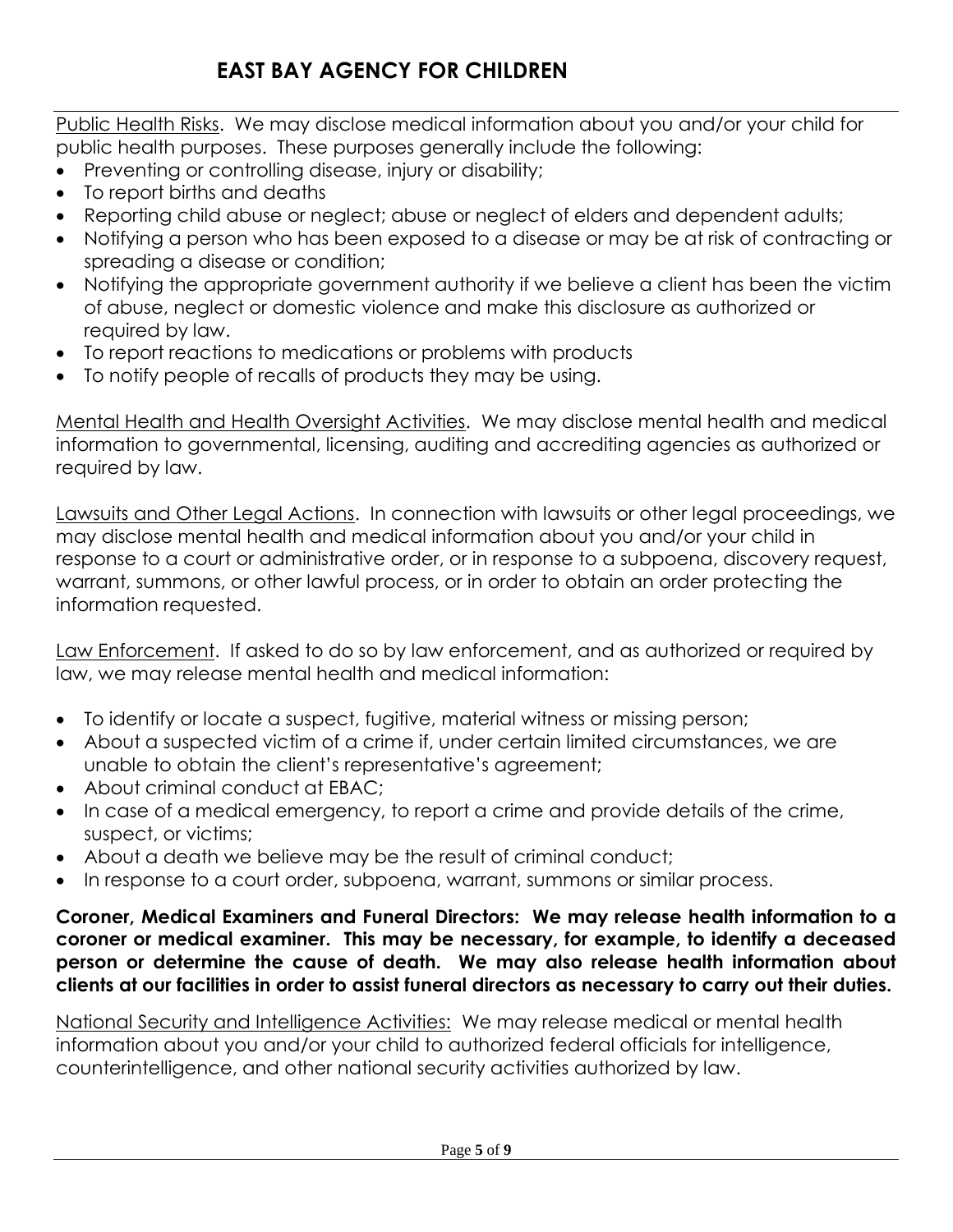Public Health Risks. We may disclose medical information about you and/or your child for public health purposes. These purposes generally include the following:

- Preventing or controlling disease, injury or disability;
- To report births and deaths
- Reporting child abuse or neglect; abuse or neglect of elders and dependent adults;
- Notifying a person who has been exposed to a disease or may be at risk of contracting or spreading a disease or condition;
- Notifying the appropriate government authority if we believe a client has been the victim of abuse, neglect or domestic violence and make this disclosure as authorized or required by law.
- To report reactions to medications or problems with products
- To notify people of recalls of products they may be using.

Mental Health and Health Oversight Activities. We may disclose mental health and medical information to governmental, licensing, auditing and accrediting agencies as authorized or required by law.

Lawsuits and Other Legal Actions. In connection with lawsuits or other legal proceedings, we may disclose mental health and medical information about you and/or your child in response to a court or administrative order, or in response to a subpoena, discovery request, warrant, summons, or other lawful process, or in order to obtain an order protecting the information requested.

Law Enforcement. If asked to do so by law enforcement, and as authorized or required by law, we may release mental health and medical information:

- To identify or locate a suspect, fugitive, material witness or missing person;
- About a suspected victim of a crime if, under certain limited circumstances, we are unable to obtain the client's representative's agreement;
- About criminal conduct at EBAC;
- In case of a medical emergency, to report a crime and provide details of the crime, suspect, or victims;
- About a death we believe may be the result of criminal conduct;
- In response to a court order, subpoena, warrant, summons or similar process.

**Coroner, Medical Examiners and Funeral Directors: We may release health information to a coroner or medical examiner. This may be necessary, for example, to identify a deceased person or determine the cause of death. We may also release health information about clients at our facilities in order to assist funeral directors as necessary to carry out their duties.**

National Security and Intelligence Activities: We may release medical or mental health information about you and/or your child to authorized federal officials for intelligence, counterintelligence, and other national security activities authorized by law.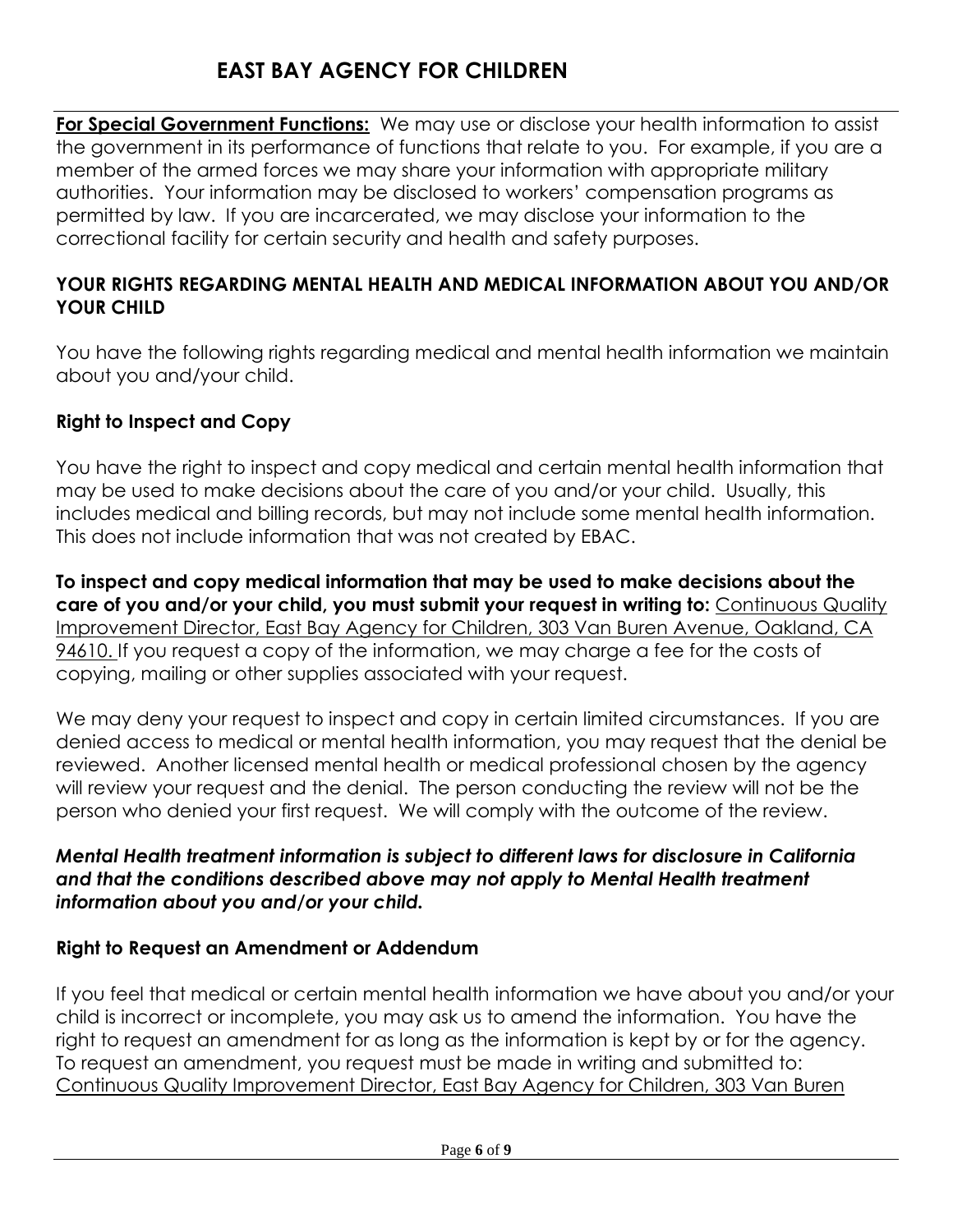**For Special Government Functions:** We may use or disclose your health information to assist the government in its performance of functions that relate to you. For example, if you are a member of the armed forces we may share your information with appropriate military authorities. Your information may be disclosed to workers' compensation programs as permitted by law. If you are incarcerated, we may disclose your information to the correctional facility for certain security and health and safety purposes.

## YOUR RIGHTS REGARDING MENTAL HEALTH AND MEDICAL INFORMATION ABOUT YOU AND/OR YOUR CHILD

You have the following rights regarding medical and mental health information we maintain about you and/your child.

### Right to Inspect and Copy

You have the right to inspect and copy medical and certain mental health information that may be used to make decisions about the care of you and/or your child. Usually, this includes medical and billing records, but may not include some mental health information. This does not include information that was not created by EBAC.

**To inspect and copy medical information that may be used to make decisions about the care of you and/or your child, you must submit your request in writing to:** Continuous Quality Improvement Director, East Bay Agency for Children, 303 Van Buren Avenue, Oakland, CA 94610. If you request a copy of the information, we may charge a fee for the costs of copying, mailing or other supplies associated with your request.

We may deny your request to inspect and copy in certain limited circumstances. If you are denied access to medical or mental health information, you may request that the denial be reviewed. Another licensed mental health or medical professional chosen by the agency will review your request and the denial. The person conducting the review will not be the person who denied your first request. We will comply with the outcome of the review.

***Mental Health treatment information is subject to different laws for disclosure in California and that the conditions described above may not apply to Mental Health treatment information about you and/or your child.***

### Right to Request an Amendment or Addendum

If you feel that medical or certain mental health information we have about you and/or your child is incorrect or incomplete, you may ask us to amend the information. You have the right to request an amendment for as long as the information is kept by or for the agency. To request an amendment, you request must be made in writing and submitted to: Continuous Quality Improvement Director, East Bay Agency for Children, 303 Van Buren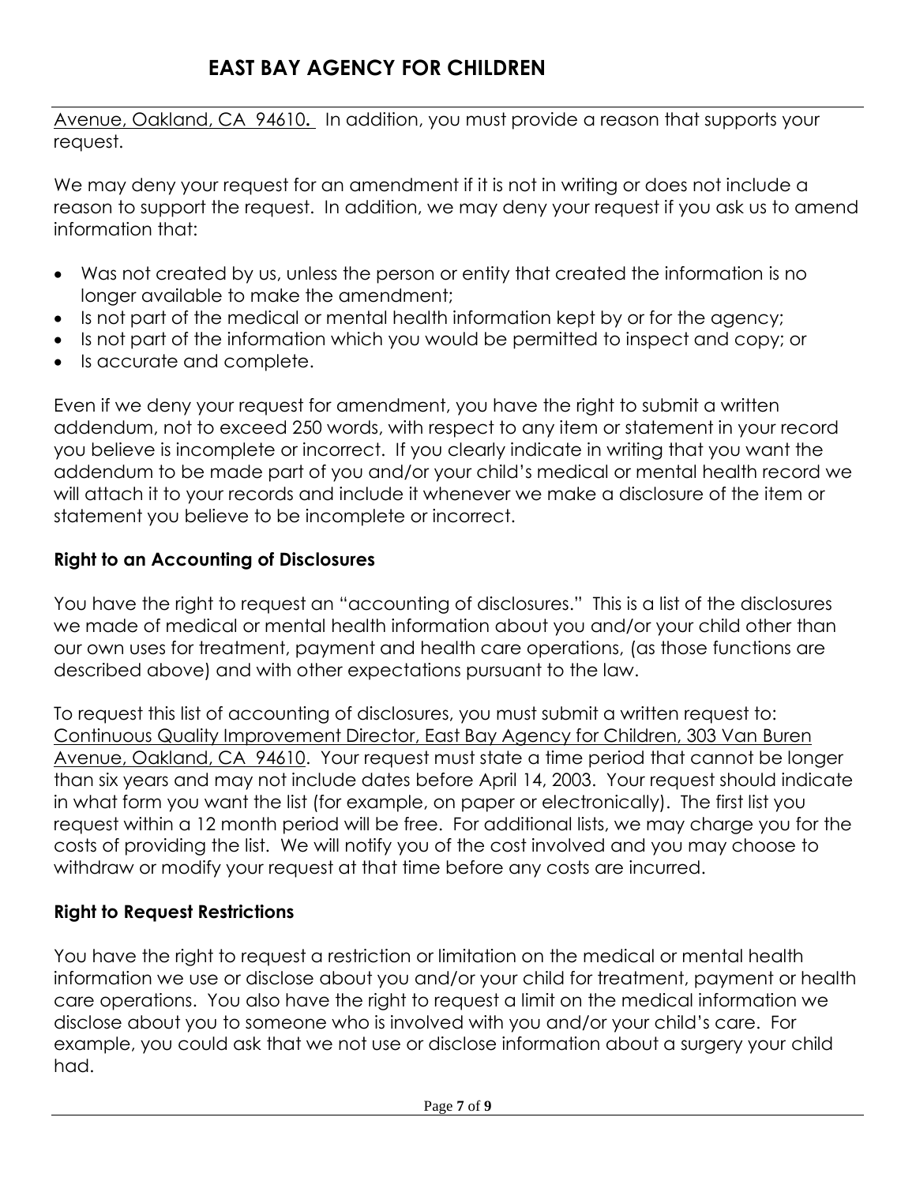Avenue, Oakland, CA 94610. In addition, you must provide a reason that supports your request.

We may deny your request for an amendment if it is not in writing or does not include a reason to support the request. In addition, we may deny your request if you ask us to amend information that:

- Was not created by us, unless the person or entity that created the information is no longer available to make the amendment;
- Is not part of the medical or mental health information kept by or for the agency;
- Is not part of the information which you would be permitted to inspect and copy; or
- Is accurate and complete.

Even if we deny your request for amendment, you have the right to submit a written addendum, not to exceed 250 words, with respect to any item or statement in your record you believe is incomplete or incorrect. If you clearly indicate in writing that you want the addendum to be made part of you and/or your child's medical or mental health record we will attach it to your records and include it whenever we make a disclosure of the item or statement you believe to be incomplete or incorrect.

**Right to an Accounting of Disclosures**

You have the right to request an "accounting of disclosures." This is a list of the disclosures we made of medical or mental health information about you and/or your child other than our own uses for treatment, payment and health care operations, (as those functions are described above) and with other expectations pursuant to the law.

To request this list of accounting of disclosures, you must submit a written request to: Continuous Quality Improvement Director, East Bay Agency for Children, 303 Van Buren Avenue, Oakland, CA 94610. Your request must state a time period that cannot be longer than six years and may not include dates before April 14, 2003. Your request should indicate in what form you want the list (for example, on paper or electronically). The first list you request within a 12 month period will be free. For additional lists, we may charge you for the costs of providing the list. We will notify you of the cost involved and you may choose to withdraw or modify your request at that time before any costs are incurred.

**Right to Request Restrictions**

You have the right to request a restriction or limitation on the medical or mental health information we use or disclose about you and/or your child for treatment, payment or health care operations. You also have the right to request a limit on the medical information we disclose about you to someone who is involved with you and/or your child's care. For example, you could ask that we not use or disclose information about a surgery your child had.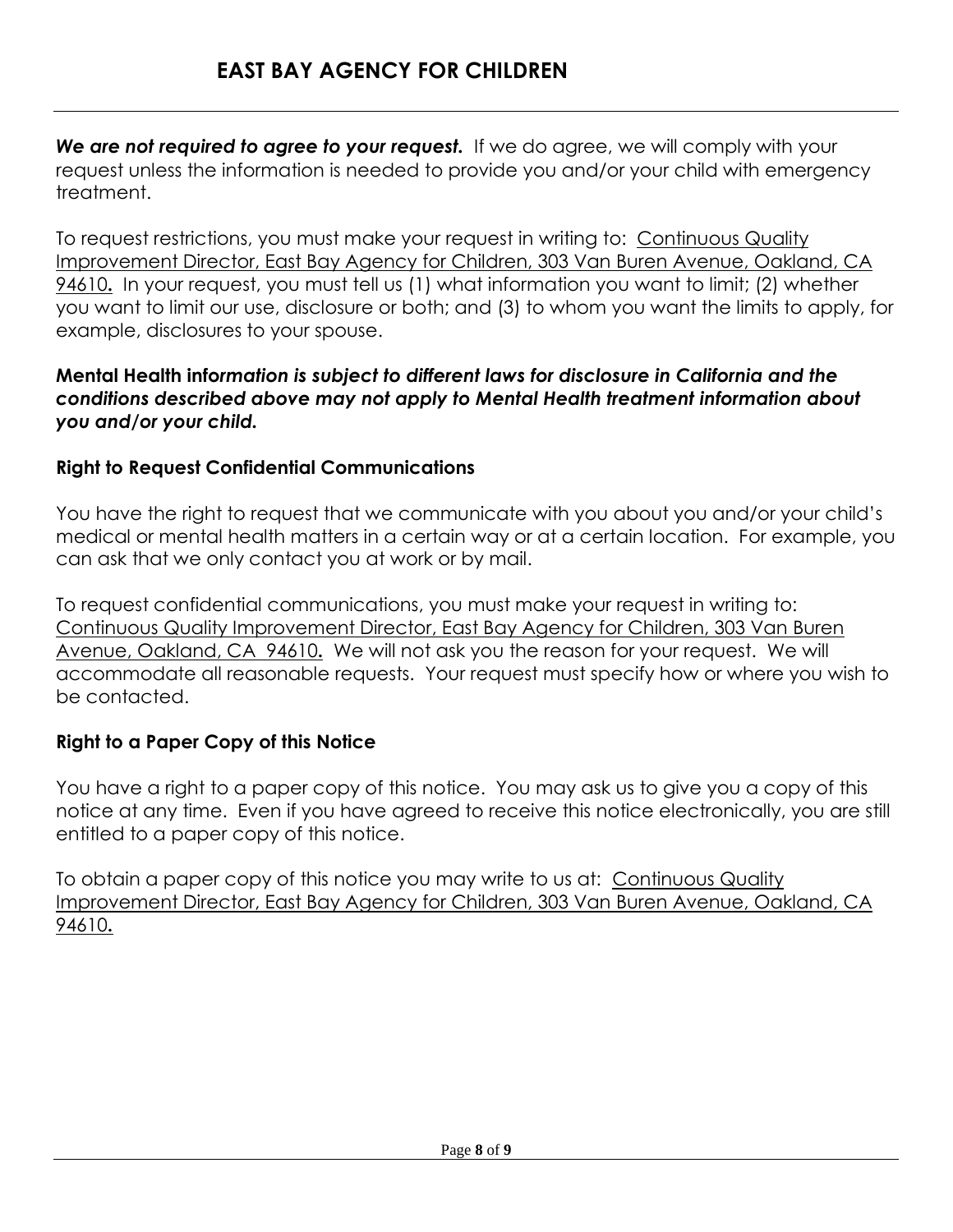***We are not required to agree to your request.*** If we do agree, we will comply with your request unless the information is needed to provide you and/or your child with emergency treatment.

To request restrictions, you must make your request in writing to: Continuous Quality Improvement Director, East Bay Agency for Children, 303 Van Buren Avenue, Oakland, CA 94610**.** In your request, you must tell us (1) what information you want to limit; (2) whether you want to limit our use, disclosure or both; and (3) to whom you want the limits to apply, for example, disclosures to your spouse.

***Mental Health information is subject to different laws for disclosure in California and the conditions described above may not apply to Mental Health treatment information about you and/or your child.***

### Right to Request Confidential Communications

You have the right to request that we communicate with you about you and/or your child's medical or mental health matters in a certain way or at a certain location. For example, you can ask that we only contact you at work or by mail.

To request confidential communications, you must make your request in writing to: Continuous Quality Improvement Director, East Bay Agency for Children, 303 Van Buren Avenue, Oakland, CA 94610**.** We will not ask you the reason for your request. We will accommodate all reasonable requests. Your request must specify how or where you wish to be contacted.

### Right to a Paper Copy of this Notice

You have a right to a paper copy of this notice. You may ask us to give you a copy of this notice at any time. Even if you have agreed to receive this notice electronically, you are still entitled to a paper copy of this notice.

To obtain a paper copy of this notice you may write to us at: Continuous Quality Improvement Director, East Bay Agency for Children, 303 Van Buren Avenue, Oakland, CA 94610**.**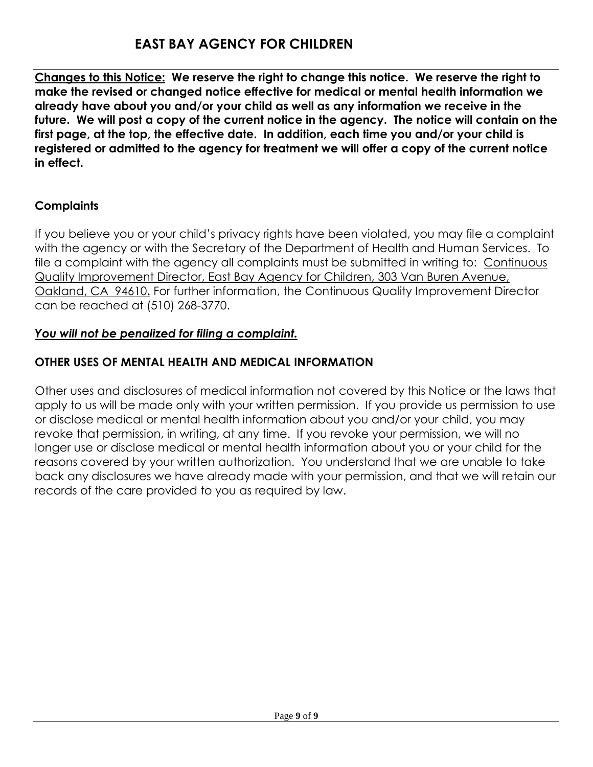**Changes to this Notice: We reserve the right to change this notice. We reserve the right to make the revised or changed notice effective for medical or mental health information we already have about you and/or your child as well as any information we receive in the future. We will post a copy of the current notice in the agency. The notice will contain on the first page, at the top, the effective date. In addition, each time you and/or your child is registered or admitted to the agency for treatment we will offer a copy of the current notice in effect.**

### Complaints

If you believe you or your child's privacy rights have been violated, you may file a complaint with the agency or with the Secretary of the Department of Health and Human Services. To file a complaint with the agency all complaints must be submitted in writing to: Continuous Quality Improvement Director, East Bay Agency for Children, 303 Van Buren Avenue, Oakland, CA 94610**.** For further information, the Continuous Quality Improvement Director can be reached at (510) 268-3770.

***You will not be penalized for filing a complaint.***

### OTHER USES OF MENTAL HEALTH AND MEDICAL INFORMATION

Other uses and disclosures of medical information not covered by this Notice or the laws that apply to us will be made only with your written permission. If you provide us permission to use or disclose medical or mental health information about you and/or your child, you may revoke that permission, in writing, at any time. If you revoke your permission, we will no longer use or disclose medical or mental health information about you or your child for the reasons covered by your written authorization. You understand that we are unable to take back any disclosures we have already made with your permission, and that we will retain our records of the care provided to you as required by law.